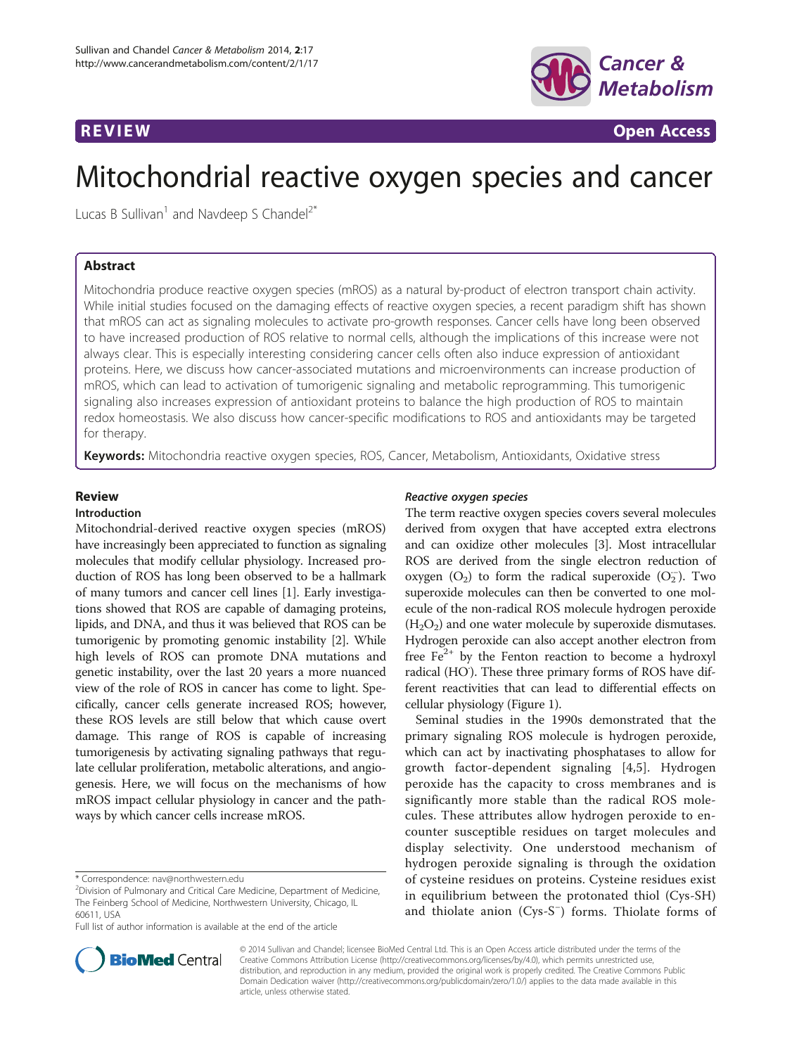REVIEW Open Access

# Mitochondrial reactive oxygen species and cancer

Lucas B Sullivan[1] and Navdeep S Chandel[2*]

## Abstract

Mitochondria produce reactive oxygen species (mROS) as a natural by-product of electron transport chain activity. While initial studies focused on the damaging effects of reactive oxygen species, a recent paradigm shift has shown that mROS can act as signaling molecules to activate pro-growth responses. Cancer cells have long been observed to have increased production of ROS relative to normal cells, although the implications of this increase were not always clear. This is especially interesting considering cancer cells often also induce expression of antioxidant proteins. Here, we discuss how cancer-associated mutations and microenvironments can increase production of mROS, which can lead to activation of tumorigenic signaling and metabolic reprogramming. This tumorigenic signaling also increases expression of antioxidant proteins to balance the high production of ROS to maintain redox homeostasis. We also discuss how cancer-specific modifications to ROS and antioxidants may be targeted for therapy.

**Keywords:** Mitochondria reactive oxygen species, ROS, Cancer, Metabolism, Antioxidants, Oxidative stress

## Review

### Introduction

Mitochondrial-derived reactive oxygen species (mROS) have increasingly been appreciated to function as signaling molecules that modify cellular physiology. Increased production of ROS has long been observed to be a hallmark of many tumors and cancer cell lines [1]. Early investigations showed that ROS are capable of damaging proteins, lipids, and DNA, and thus it was believed that ROS can be tumorigenic by promoting genomic instability [2]. While high levels of ROS can promote DNA mutations and genetic instability, over the last 20 years a more nuanced view of the role of ROS in cancer has come to light. Specifically, cancer cells generate increased ROS; however, these ROS levels are still below that which cause overt damage. This range of ROS is capable of increasing tumorigenesis by activating signaling pathways that regulate cellular proliferation, metabolic alterations, and angiogenesis. Here, we will focus on the mechanisms of how mROS impact cellular physiology in cancer and the pathways by which cancer cells increase mROS.

### *Reactive oxygen species*

The term reactive oxygen species covers several molecules derived from oxygen that have accepted extra electrons and can oxidize other molecules [3]. Most intracellular ROS are derived from the single electron reduction of oxygen ($O_2$) to form the radical superoxide ($O_2^-$). Two superoxide molecules can then be converted to one molecule of the non-radical ROS molecule hydrogen peroxide ($H_2O_2$) and one water molecule by superoxide dismutases. Hydrogen peroxide can also accept another electron from free $Fe^{2+}$ by the Fenton reaction to become a hydroxyl radical ($HO^{\cdot}$). These three primary forms of ROS have different reactivities that can lead to differential effects on cellular physiology (Figure 1).

Seminal studies in the 1990s demonstrated that the primary signaling ROS molecule is hydrogen peroxide, which can act by inactivating phosphatases to allow for growth factor-dependent signaling [4,5]. Hydrogen peroxide has the capacity to cross membranes and is significantly more stable than the radical ROS molecules. These attributes allow hydrogen peroxide to encounter susceptible residues on target molecules and display selectivity. One understood mechanism of hydrogen peroxide signaling is through the oxidation of cysteine residues on proteins. Cysteine residues exist in equilibrium between the protonated thiol (Cys-SH) and thiolate anion (Cys-S$^-$) forms. Thiolate forms of

\* Correspondence: nav@northwestern.edu
[2]Division of Pulmonary and Critical Care Medicine, Department of Medicine, The Feinberg School of Medicine, Northwestern University, Chicago, IL 60611, USA
Full list of author information is available at the end of the article

© 2014 Sullivan and Chandel; licensee BioMed Central Ltd. This is an Open Access article distributed under the terms of the Creative Commons Attribution License (http://creativecommons.org/licenses/by/4.0), which permits unrestricted use, distribution, and reproduction in any medium, provided the original work is properly credited. The Creative Commons Public Domain Dedication waiver (http://creativecommons.org/publicdomain/zero/1.0/) applies to the data made available in this article, unless otherwise stated.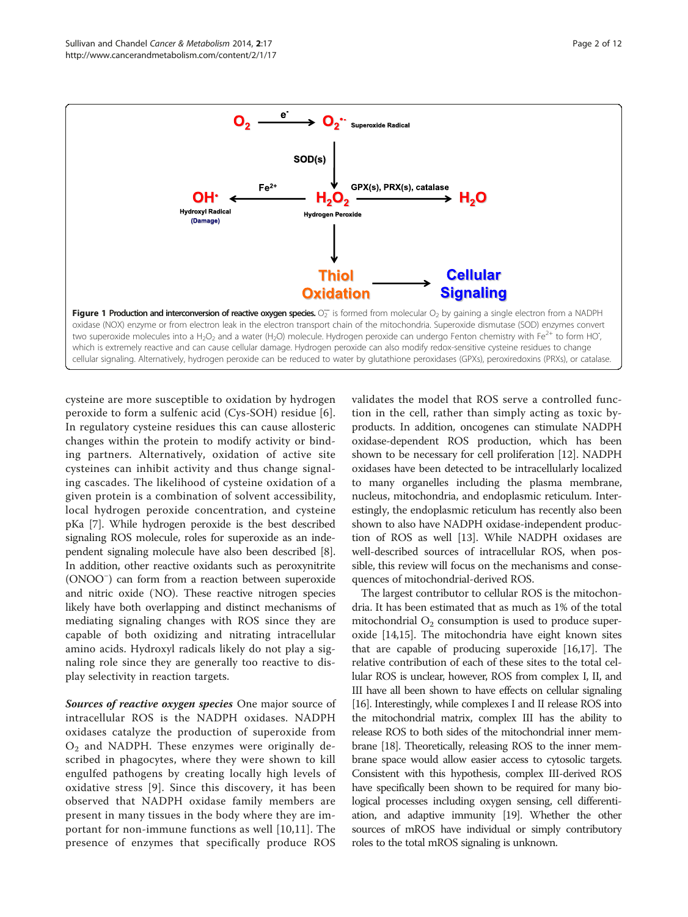**Figure 1 Production and interconversion of reactive oxygen species.** $O_2^-$ is formed from molecular $O_2$ by gaining a single electron from a NADPH oxidase (NOX) enzyme or from electron leak in the electron transport chain of the mitochondria. Superoxide dismutase (SOD) enzymes convert two superoxide molecules into a $H_2O_2$ and a water ($H_2O$) molecule. Hydrogen peroxide can undergo Fenton chemistry with $Fe^{2+}$ to form $HO^{\cdot}$, which is extremely reactive and can cause cellular damage. Hydrogen peroxide can also modify redox-sensitive cysteine residues to change cellular signaling. Alternatively, hydrogen peroxide can be reduced to water by glutathione peroxidases (GPXs), peroxiredoxins (PRXs), or catalase.

cysteine are more susceptible to oxidation by hydrogen peroxide to form a sulfenic acid (Cys-SOH) residue [6]. In regulatory cysteine residues this can cause allosteric changes within the protein to modify activity or binding partners. Alternatively, oxidation of active site cysteines can inhibit activity and thus change signaling cascades. The likelihood of cysteine oxidation of a given protein is a combination of solvent accessibility, local hydrogen peroxide concentration, and cysteine pKa [7]. While hydrogen peroxide is the best described signaling ROS molecule, roles for superoxide as an independent signaling molecule have also been described [8]. In addition, other reactive oxidants such as peroxynitrite ($ONOO^-$) can form from a reaction between superoxide and nitric oxide ($^{\cdot}NO$). These reactive nitrogen species likely have both overlapping and distinct mechanisms of mediating signaling changes with ROS since they are capable of both oxidizing and nitrating intracellular amino acids. Hydroxyl radicals likely do not play a signaling role since they are generally too reactive to display selectivity in reaction targets.

***Sources of reactive oxygen species*** One major source of intracellular ROS is the NADPH oxidases. NADPH oxidases catalyze the production of superoxide from $O_2$ and NADPH. These enzymes were originally described in phagocytes, where they were shown to kill engulfed pathogens by creating locally high levels of oxidative stress [9]. Since this discovery, it has been observed that NADPH oxidase family members are present in many tissues in the body where they are important for non-immune functions as well [10,11]. The presence of enzymes that specifically produce ROS validates the model that ROS serve a controlled function in the cell, rather than simply acting as toxic byproducts. In addition, oncogenes can stimulate NADPH oxidase-dependent ROS production, which has been shown to be necessary for cell proliferation [12]. NADPH oxidases have been detected to be intracellularly localized to many organelles including the plasma membrane, nucleus, mitochondria, and endoplasmic reticulum. Interestingly, the endoplasmic reticulum has recently also been shown to also have NADPH oxidase-independent production of ROS as well [13]. While NADPH oxidases are well-described sources of intracellular ROS, when possible, this review will focus on the mechanisms and consequences of mitochondrial-derived ROS.

The largest contributor to cellular ROS is the mitochondria. It has been estimated that as much as 1% of the total mitochondrial $O_2$ consumption is used to produce superoxide [14,15]. The mitochondria have eight known sites that are capable of producing superoxide [16,17]. The relative contribution of each of these sites to the total cellular ROS is unclear, however, ROS from complex I, II, and III have all been shown to have effects on cellular signaling [16]. Interestingly, while complexes I and II release ROS into the mitochondrial matrix, complex III has the ability to release ROS to both sides of the mitochondrial inner membrane [18]. Theoretically, releasing ROS to the inner membrane space would allow easier access to cytosolic targets. Consistent with this hypothesis, complex III-derived ROS have specifically been shown to be required for many biological processes including oxygen sensing, cell differentiation, and adaptive immunity [19]. Whether the other sources of mROS have individual or simply contributory roles to the total mROS signaling is unknown.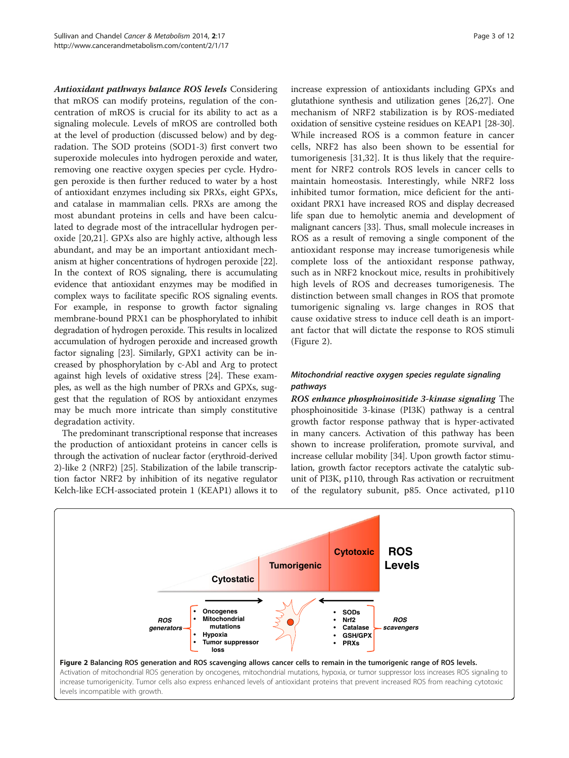***Antioxidant pathways balance ROS levels*** Considering that mROS can modify proteins, regulation of the concentration of mROS is crucial for its ability to act as a signaling molecule. Levels of mROS are controlled both at the level of production (discussed below) and by degradation. The SOD proteins (SOD1-3) first convert two superoxide molecules into hydrogen peroxide and water, removing one reactive oxygen species per cycle. Hydrogen peroxide is then further reduced to water by a host of antioxidant enzymes including six PRXs, eight GPXs, and catalase in mammalian cells. PRXs are among the most abundant proteins in cells and have been calculated to degrade most of the intracellular hydrogen peroxide [20,21]. GPXs also are highly active, although less abundant, and may be an important antioxidant mechanism at higher concentrations of hydrogen peroxide [22]. In the context of ROS signaling, there is accumulating evidence that antioxidant enzymes may be modified in complex ways to facilitate specific ROS signaling events. For example, in response to growth factor signaling membrane-bound PRX1 can be phosphorylated to inhibit degradation of hydrogen peroxide. This results in localized accumulation of hydrogen peroxide and increased growth factor signaling [23]. Similarly, GPX1 activity can be increased by phosphorylation by c-Abl and Arg to protect against high levels of oxidative stress [24]. These examples, as well as the high number of PRXs and GPXs, suggest that the regulation of ROS by antioxidant enzymes may be much more intricate than simply constitutive degradation activity.

The predominant transcriptional response that increases the production of antioxidant proteins in cancer cells is through the activation of nuclear factor (erythroid-derived 2)-like 2 (NRF2) [25]. Stabilization of the labile transcription factor NRF2 by inhibition of its negative regulator Kelch-like ECH-associated protein 1 (KEAP1) allows it to increase expression of antioxidants including GPXs and glutathione synthesis and utilization genes [26,27]. One mechanism of NRF2 stabilization is by ROS-mediated oxidation of sensitive cysteine residues on KEAP1 [28-30]. While increased ROS is a common feature in cancer cells, NRF2 has also been shown to be essential for tumorigenesis [31,32]. It is thus likely that the requirement for NRF2 controls ROS levels in cancer cells to maintain homeostasis. Interestingly, while NRF2 loss inhibited tumor formation, mice deficient for the antioxidant PRX1 have increased ROS and display decreased life span due to hemolytic anemia and development of malignant cancers [33]. Thus, small molecule increases in ROS as a result of removing a single component of the antioxidant response may increase tumorigenesis while complete loss of the antioxidant response pathway, such as in NRF2 knockout mice, results in prohibitively high levels of ROS and decreases tumorigenesis. The distinction between small changes in ROS that promote tumorigenic signaling vs. large changes in ROS that cause oxidative stress to induce cell death is an important factor that will dictate the response to ROS stimuli (Figure 2).

### *Mitochondrial reactive oxygen species regulate signaling pathways*

***ROS enhance phosphoinositide 3-kinase signaling*** The phosphoinositide 3-kinase (PI3K) pathway is a central growth factor response pathway that is hyper-activated in many cancers. Activation of this pathway has been shown to increase proliferation, promote survival, and increase cellular mobility [34]. Upon growth factor stimulation, growth factor receptors activate the catalytic subunit of PI3K, p110, through Ras activation or recruitment of the regulatory subunit, p85. Once activated, p110

**Figure 2 Balancing ROS generation and ROS scavenging allows cancer cells to remain in the tumorigenic range of ROS levels.** Activation of mitochondrial ROS generation by oncogenes, mitochondrial mutations, hypoxia, or tumor suppressor loss increases ROS signaling to increase tumorigenicity. Tumor cells also express enhanced levels of antioxidant proteins that prevent increased ROS from reaching cytotoxic levels incompatible with growth.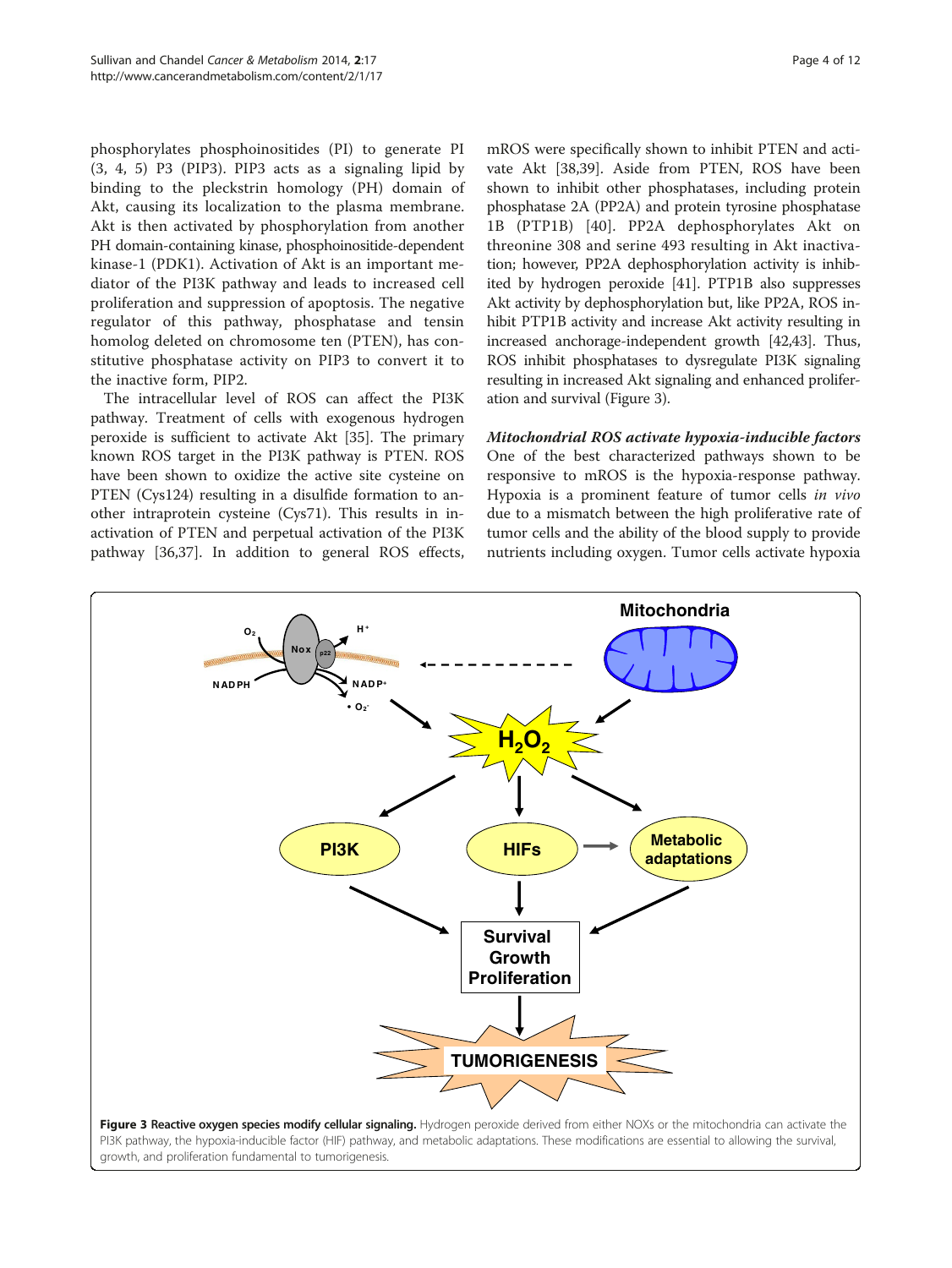phosphorylates phosphoinositides (PI) to generate PI (3, 4, 5) P3 (PIP3). PIP3 acts as a signaling lipid by binding to the pleckstrin homology (PH) domain of Akt, causing its localization to the plasma membrane. Akt is then activated by phosphorylation from another PH domain-containing kinase, phosphoinositide-dependent kinase-1 (PDK1). Activation of Akt is an important mediator of the PI3K pathway and leads to increased cell proliferation and suppression of apoptosis. The negative regulator of this pathway, phosphatase and tensin homolog deleted on chromosome ten (PTEN), has constitutive phosphatase activity on PIP3 to convert it to the inactive form, PIP2.

The intracellular level of ROS can affect the PI3K pathway. Treatment of cells with exogenous hydrogen peroxide is sufficient to activate Akt [35]. The primary known ROS target in the PI3K pathway is PTEN. ROS have been shown to oxidize the active site cysteine on PTEN (Cys124) resulting in a disulfide formation to another intraprotein cysteine (Cys71). This results in inactivation of PTEN and perpetual activation of the PI3K pathway [36,37]. In addition to general ROS effects, mROS were specifically shown to inhibit PTEN and activate Akt [38,39]. Aside from PTEN, ROS have been shown to inhibit other phosphatases, including protein phosphatase 2A (PP2A) and protein tyrosine phosphatase 1B (PTP1B) [40]. PP2A dephosphorylates Akt on threonine 308 and serine 493 resulting in Akt inactivation; however, PP2A dephosphorylation activity is inhibited by hydrogen peroxide [41]. PTP1B also suppresses Akt activity by dephosphorylation but, like PP2A, ROS inhibit PTP1B activity and increase Akt activity resulting in increased anchorage-independent growth [42,43]. Thus, ROS inhibit phosphatases to dysregulate PI3K signaling resulting in increased Akt signaling and enhanced proliferation and survival (Figure 3).

### *Mitochondrial ROS activate hypoxia-inducible factors*

One of the best characterized pathways shown to be responsive to mROS is the hypoxia-response pathway. Hypoxia is a prominent feature of tumor cells *in vivo* due to a mismatch between the high proliferative rate of tumor cells and the ability of the blood supply to provide nutrients including oxygen. Tumor cells activate hypoxia

**Figure 3 Reactive oxygen species modify cellular signaling.** Hydrogen peroxide derived from either NOXs or the mitochondria can activate the PI3K pathway, the hypoxia-inducible factor (HIF) pathway, and metabolic adaptations. These modifications are essential to allowing the survival, growth, and proliferation fundamental to tumorigenesis.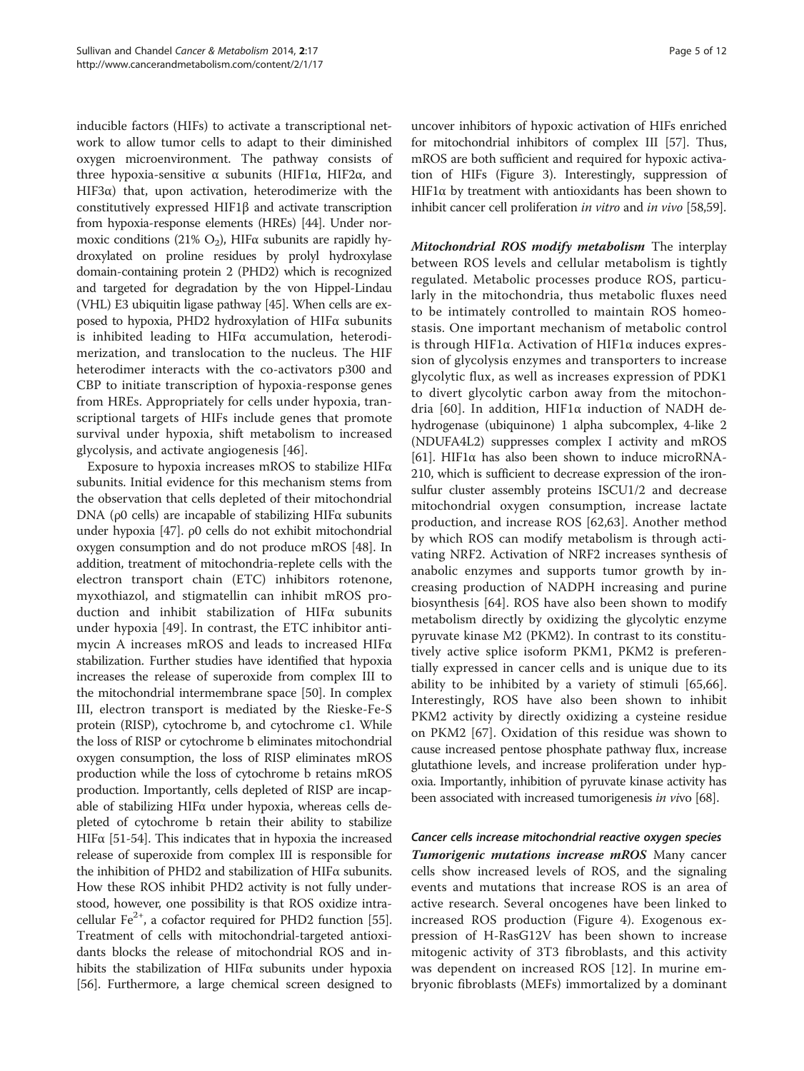inducible factors (HIFs) to activate a transcriptional network to allow tumor cells to adapt to their diminished oxygen microenvironment. The pathway consists of three hypoxia-sensitive α subunits (HIF1α, HIF2α, and HIF3α) that, upon activation, heterodimerize with the constitutively expressed HIF1β and activate transcription from hypoxia-response elements (HREs) [44]. Under normoxic conditions (21% $O_2$), HIFα subunits are rapidly hydroxylated on proline residues by prolyl hydroxylase domain-containing protein 2 (PHD2) which is recognized and targeted for degradation by the von Hippel-Lindau (VHL) E3 ubiquitin ligase pathway [45]. When cells are exposed to hypoxia, PHD2 hydroxylation of HIFα subunits is inhibited leading to HIFα accumulation, heterodimerization, and translocation to the nucleus. The HIF heterodimer interacts with the co-activators p300 and CBP to initiate transcription of hypoxia-response genes from HREs. Appropriately for cells under hypoxia, transcriptional targets of HIFs include genes that promote survival under hypoxia, shift metabolism to increased glycolysis, and activate angiogenesis [46].

Exposure to hypoxia increases mROS to stabilize HIFα subunits. Initial evidence for this mechanism stems from the observation that cells depleted of their mitochondrial DNA (ρ0 cells) are incapable of stabilizing HIFα subunits under hypoxia [47]. ρ0 cells do not exhibit mitochondrial oxygen consumption and do not produce mROS [48]. In addition, treatment of mitochondria-replete cells with the electron transport chain (ETC) inhibitors rotenone, myxothiazol, and stigmatellin can inhibit mROS production and inhibit stabilization of HIFα subunits under hypoxia [49]. In contrast, the ETC inhibitor antimycin A increases mROS and leads to increased HIFα stabilization. Further studies have identified that hypoxia increases the release of superoxide from complex III to the mitochondrial intermembrane space [50]. In complex III, electron transport is mediated by the Rieske-Fe-S protein (RISP), cytochrome b, and cytochrome c1. While the loss of RISP or cytochrome b eliminates mitochondrial oxygen consumption, the loss of RISP eliminates mROS production while the loss of cytochrome b retains mROS production. Importantly, cells depleted of RISP are incapable of stabilizing HIFα under hypoxia, whereas cells depleted of cytochrome b retain their ability to stabilize HIFα [51-54]. This indicates that in hypoxia the increased release of superoxide from complex III is responsible for the inhibition of PHD2 and stabilization of HIFα subunits. How these ROS inhibit PHD2 activity is not fully understood, however, one possibility is that ROS oxidize intracellular $Fe^{2+}$, a cofactor required for PHD2 function [55]. Treatment of cells with mitochondrial-targeted antioxidants blocks the release of mitochondrial ROS and inhibits the stabilization of HIFα subunits under hypoxia [56]. Furthermore, a large chemical screen designed to uncover inhibitors of hypoxic activation of HIFs enriched for mitochondrial inhibitors of complex III [57]. Thus, mROS are both sufficient and required for hypoxic activation of HIFs (Figure 3). Interestingly, suppression of HIF1α by treatment with antioxidants has been shown to inhibit cancer cell proliferation *in vitro* and *in vivo* [58,59].

***Mitochondrial ROS modify metabolism*** The interplay between ROS levels and cellular metabolism is tightly regulated. Metabolic processes produce ROS, particularly in the mitochondria, thus metabolic fluxes need to be intimately controlled to maintain ROS homeostasis. One important mechanism of metabolic control is through HIF1α. Activation of HIF1α induces expression of glycolysis enzymes and transporters to increase glycolytic flux, as well as increases expression of PDK1 to divert glycolytic carbon away from the mitochondria [60]. In addition, HIF1α induction of NADH dehydrogenase (ubiquinone) 1 alpha subcomplex, 4-like 2 (NDUFA4L2) suppresses complex I activity and mROS [61]. HIF1α has also been shown to induce microRNA-210, which is sufficient to decrease expression of the iron-sulfur cluster assembly proteins ISCU1/2 and decrease mitochondrial oxygen consumption, increase lactate production, and increase ROS [62,63]. Another method by which ROS can modify metabolism is through activating NRF2. Activation of NRF2 increases synthesis of anabolic enzymes and supports tumor growth by increasing production of NADPH increasing and purine biosynthesis [64]. ROS have also been shown to modify metabolism directly by oxidizing the glycolytic enzyme pyruvate kinase M2 (PKM2). In contrast to its constitutively active splice isoform PKM1, PKM2 is preferentially expressed in cancer cells and is unique due to its ability to be inhibited by a variety of stimuli [65,66]. Interestingly, ROS have also been shown to inhibit PKM2 activity by directly oxidizing a cysteine residue on PKM2 [67]. Oxidation of this residue was shown to cause increased pentose phosphate pathway flux, increase glutathione levels, and increase proliferation under hypoxia. Importantly, inhibition of pyruvate kinase activity has been associated with increased tumorigenesis *in vivo* [68].

### *Cancer cells increase mitochondrial reactive oxygen species*

***Tumorigenic mutations increase mROS*** Many cancer cells show increased levels of ROS, and the signaling events and mutations that increase ROS is an area of active research. Several oncogenes have been linked to increased ROS production (Figure 4). Exogenous expression of H-RasG12V has been shown to increase mitogenic activity of 3T3 fibroblasts, and this activity was dependent on increased ROS [12]. In murine embryonic fibroblasts (MEFs) immortalized by a dominant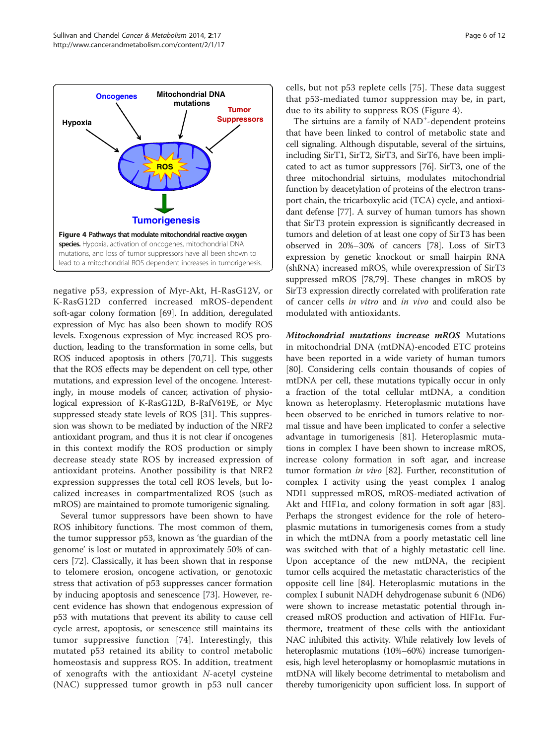Figure 4 Pathways that modulate mitochondrial reactive oxygen species. Hypoxia, activation of oncogenes, mitochondrial DNA mutations, and loss of tumor suppressors have all been shown to lead to a mitochondrial ROS dependent increases in tumorigenesis.

negative p53, expression of Myr-Akt, H-RasG12V, or K-RasG12D conferred increased mROS-dependent soft-agar colony formation [69]. In addition, deregulated expression of Myc has also been shown to modify ROS levels. Exogenous expression of Myc increased ROS production, leading to the transformation in some cells, but ROS induced apoptosis in others [70,71]. This suggests that the ROS effects may be dependent on cell type, other mutations, and expression level of the oncogene. Interestingly, in mouse models of cancer, activation of physiological expression of K-RasG12D, B-RafV619E, or Myc suppressed steady state levels of ROS [31]. This suppression was shown to be mediated by induction of the NRF2 antioxidant program, and thus it is not clear if oncogenes in this context modify the ROS production or simply decrease steady state ROS by increased expression of antioxidant proteins. Another possibility is that NRF2 expression suppresses the total cell ROS levels, but localized increases in compartmentalized ROS (such as mROS) are maintained to promote tumorigenic signaling.

Several tumor suppressors have been shown to have ROS inhibitory functions. The most common of them, the tumor suppressor p53, known as 'the guardian of the genome' is lost or mutated in approximately 50% of cancers [72]. Classically, it has been shown that in response to telomere erosion, oncogene activation, or genotoxic stress that activation of p53 suppresses cancer formation by inducing apoptosis and senescence [73]. However, recent evidence has shown that endogenous expression of p53 with mutations that prevent its ability to cause cell cycle arrest, apoptosis, or senescence still maintains its tumor suppressive function [74]. Interestingly, this mutated p53 retained its ability to control metabolic homeostasis and suppress ROS. In addition, treatment of xenografts with the antioxidant *N*-acetyl cysteine (NAC) suppressed tumor growth in p53 null cancer cells, but not p53 replete cells [75]. These data suggest that p53-mediated tumor suppression may be, in part, due to its ability to suppress ROS (Figure 4).

The sirtuins are a family of $NAD^+$-dependent proteins that have been linked to control of metabolic state and cell signaling. Although disputable, several of the sirtuins, including SirT1, SirT2, SirT3, and SirT6, have been implicated to act as tumor suppressors [76]. SirT3, one of the three mitochondrial sirtuins, modulates mitochondrial function by deacetylation of proteins of the electron transport chain, the tricarboxylic acid (TCA) cycle, and antioxidant defense [77]. A survey of human tumors has shown that SirT3 protein expression is significantly decreased in tumors and deletion of at least one copy of SirT3 has been observed in 20%–30% of cancers [78]. Loss of SirT3 expression by genetic knockout or small hairpin RNA (shRNA) increased mROS, while overexpression of SirT3 suppressed mROS [78,79]. These changes in mROS by SirT3 expression directly correlated with proliferation rate of cancer cells *in vitro* and *in vivo* and could also be modulated with antioxidants.

***Mitochondrial mutations increase mROS*** Mutations in mitochondrial DNA (mtDNA)-encoded ETC proteins have been reported in a wide variety of human tumors [80]. Considering cells contain thousands of copies of mtDNA per cell, these mutations typically occur in only a fraction of the total cellular mtDNA, a condition known as heteroplasmy. Heteroplasmic mutations have been observed to be enriched in tumors relative to normal tissue and have been implicated to confer a selective advantage in tumorigenesis [81]. Heteroplasmic mutations in complex I have been shown to increase mROS, increase colony formation in soft agar, and increase tumor formation *in vivo* [82]. Further, reconstitution of complex I activity using the yeast complex I analog NDI1 suppressed mROS, mROS-mediated activation of Akt and HIF1α, and colony formation in soft agar [83]. Perhaps the strongest evidence for the role of heteroplasmic mutations in tumorigenesis comes from a study in which the mtDNA from a poorly metastatic cell line was switched with that of a highly metastatic cell line. Upon acceptance of the new mtDNA, the recipient tumor cells acquired the metastatic characteristics of the opposite cell line [84]. Heteroplasmic mutations in the complex I subunit NADH dehydrogenase subunit 6 (ND6) were shown to increase metastatic potential through increased mROS production and activation of HIF1α. Furthermore, treatment of these cells with the antioxidant NAC inhibited this activity. While relatively low levels of heteroplasmic mutations (10%–60%) increase tumorigenesis, high level heteroplasmy or homoplasmic mutations in mtDNA will likely become detrimental to metabolism and thereby tumorigenicity upon sufficient loss. In support of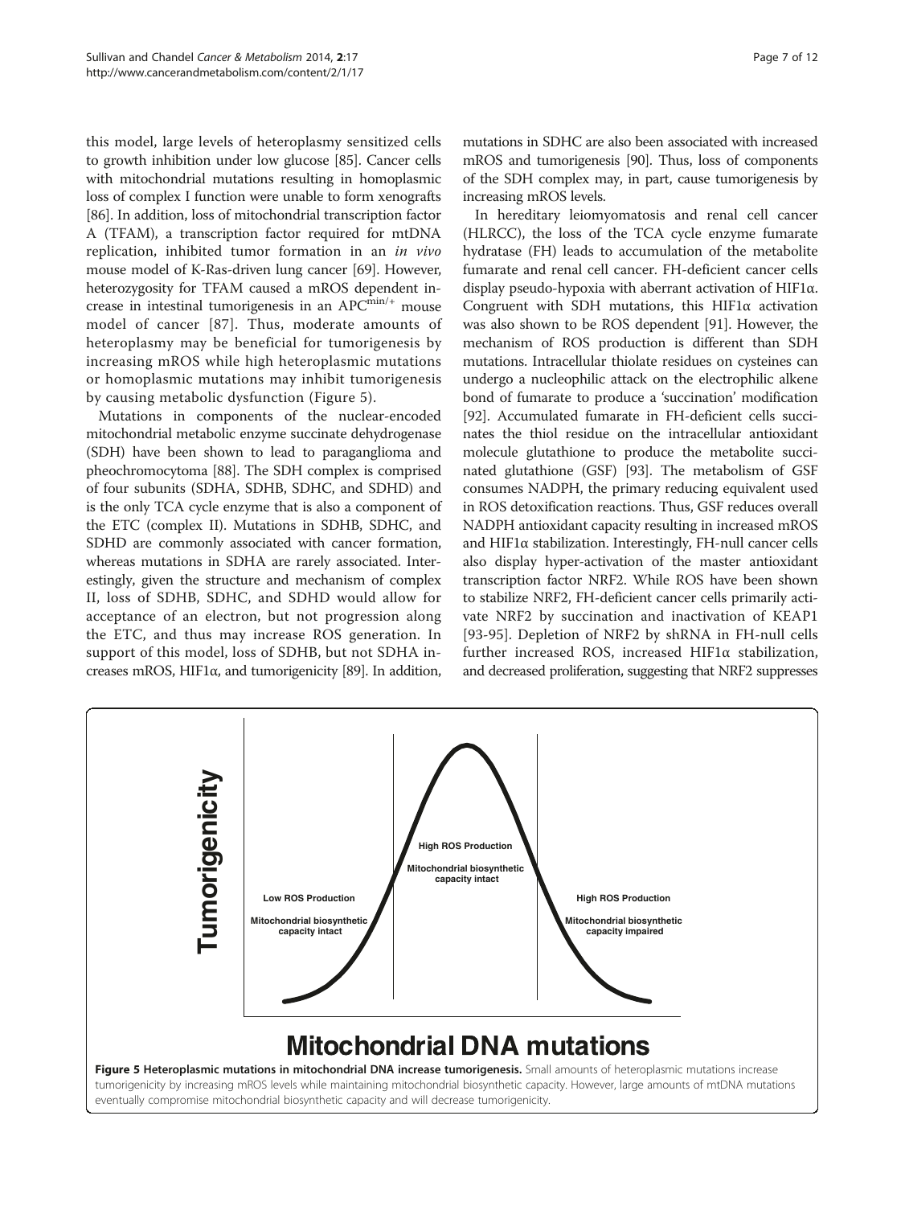this model, large levels of heteroplasmy sensitized cells to growth inhibition under low glucose [85]. Cancer cells with mitochondrial mutations resulting in homoplasmic loss of complex I function were unable to form xenografts [86]. In addition, loss of mitochondrial transcription factor A (TFAM), a transcription factor required for mtDNA replication, inhibited tumor formation in an *in vivo* mouse model of K-Ras-driven lung cancer [69]. However, heterozygosity for TFAM caused a mROS dependent increase in intestinal tumorigenesis in an $APC^{min/+}$ mouse model of cancer [87]. Thus, moderate amounts of heteroplasmy may be beneficial for tumorigenesis by increasing mROS while high heteroplasmic mutations or homoplasmic mutations may inhibit tumorigenesis by causing metabolic dysfunction (Figure 5).

Mutations in components of the nuclear-encoded mitochondrial metabolic enzyme succinate dehydrogenase (SDH) have been shown to lead to paraganglioma and pheochromocytoma [88]. The SDH complex is comprised of four subunits (SDHA, SDHB, SDHC, and SDHD) and is the only TCA cycle enzyme that is also a component of the ETC (complex II). Mutations in SDHB, SDHC, and SDHD are commonly associated with cancer formation, whereas mutations in SDHA are rarely associated. Interestingly, given the structure and mechanism of complex II, loss of SDHB, SDHC, and SDHD would allow for acceptance of an electron, but not progression along the ETC, and thus may increase ROS generation. In support of this model, loss of SDHB, but not SDHA increases mROS, HIF1α, and tumorigenicity [89]. In addition, mutations in SDHC are also been associated with increased mROS and tumorigenesis [90]. Thus, loss of components of the SDH complex may, in part, cause tumorigenesis by increasing mROS levels.

In hereditary leiomyomatosis and renal cell cancer (HLRCC), the loss of the TCA cycle enzyme fumarate hydratase (FH) leads to accumulation of the metabolite fumarate and renal cell cancer. FH-deficient cancer cells display pseudo-hypoxia with aberrant activation of HIF1α. Congruent with SDH mutations, this HIF1α activation was also shown to be ROS dependent [91]. However, the mechanism of ROS production is different than SDH mutations. Intracellular thiolate residues on cysteines can undergo a nucleophilic attack on the electrophilic alkene bond of fumarate to produce a 'succination' modification [92]. Accumulated fumarate in FH-deficient cells succinates the thiol residue on the intracellular antioxidant molecule glutathione to produce the metabolite succinated glutathione (GSF) [93]. The metabolism of GSF consumes NADPH, the primary reducing equivalent used in ROS detoxification reactions. Thus, GSF reduces overall NADPH antioxidant capacity resulting in increased mROS and HIF1α stabilization. Interestingly, FH-null cancer cells also display hyper-activation of the master antioxidant transcription factor NRF2. While ROS have been shown to stabilize NRF2, FH-deficient cancer cells primarily activate NRF2 by succination and inactivation of KEAP1 [93-95]. Depletion of NRF2 by shRNA in FH-null cells further increased ROS, increased HIF1α stabilization, and decreased proliferation, suggesting that NRF2 suppresses

**Figure 5 Heteroplasmic mutations in mitochondrial DNA increase tumorigenesis.** Small amounts of heteroplasmic mutations increase tumorigenicity by increasing mROS levels while maintaining mitochondrial biosynthetic capacity. However, large amounts of mtDNA mutations eventually compromise mitochondrial biosynthetic capacity and will decrease tumorigenicity.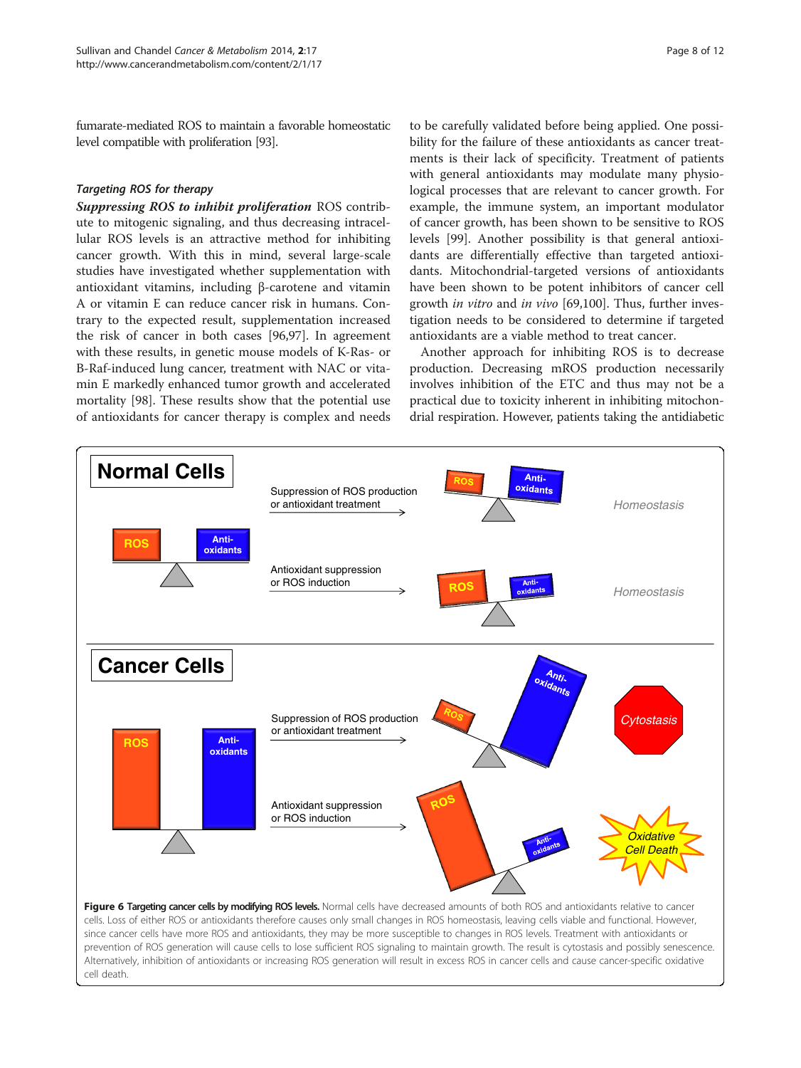fumarate-mediated ROS to maintain a favorable homeostatic level compatible with proliferation [93].

#### *Targeting ROS for therapy*

***Suppressing ROS to inhibit proliferation*** ROS contribute to mitogenic signaling, and thus decreasing intracellular ROS levels is an attractive method for inhibiting cancer growth. With this in mind, several large-scale studies have investigated whether supplementation with antioxidant vitamins, including β-carotene and vitamin A or vitamin E can reduce cancer risk in humans. Contrary to the expected result, supplementation increased the risk of cancer in both cases [96,97]. In agreement with these results, in genetic mouse models of K-Ras- or B-Raf-induced lung cancer, treatment with NAC or vitamin E markedly enhanced tumor growth and accelerated mortality [98]. These results show that the potential use of antioxidants for cancer therapy is complex and needs to be carefully validated before being applied. One possibility for the failure of these antioxidants as cancer treatments is their lack of specificity. Treatment of patients with general antioxidants may modulate many physiological processes that are relevant to cancer growth. For example, the immune system, an important modulator of cancer growth, has been shown to be sensitive to ROS levels [99]. Another possibility is that general antioxidants are differentially effective than targeted antioxidants. Mitochondrial-targeted versions of antioxidants have been shown to be potent inhibitors of cancer cell growth *in vitro* and *in vivo* [69,100]. Thus, further investigation needs to be considered to determine if targeted antioxidants are a viable method to treat cancer.

Another approach for inhibiting ROS is to decrease production. Decreasing mROS production necessarily involves inhibition of the ETC and thus may not be a practical due to toxicity inherent in inhibiting mitochondrial respiration. However, patients taking the antidiabetic

**Figure 6 Targeting cancer cells by modifying ROS levels.** Normal cells have decreased amounts of both ROS and antioxidants relative to cancer cells. Loss of either ROS or antioxidants therefore causes only small changes in ROS homeostasis, leaving cells viable and functional. However, since cancer cells have more ROS and antioxidants, they may be more susceptible to changes in ROS levels. Treatment with antioxidants or prevention of ROS generation will cause cells to lose sufficient ROS signaling to maintain growth. The result is cytostasis and possibly senescence. Alternatively, inhibition of antioxidants or increasing ROS generation will result in excess ROS in cancer cells and cause cancer-specific oxidative cell death.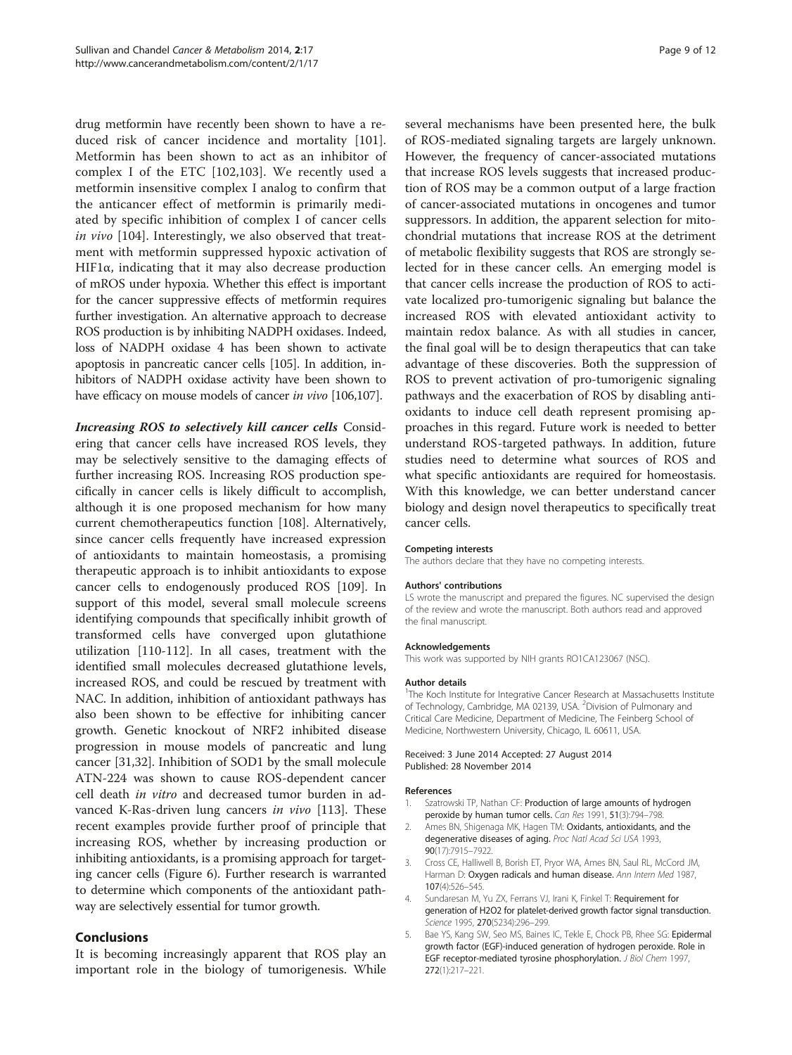drug metformin have recently been shown to have a reduced risk of cancer incidence and mortality [101]. Metformin has been shown to act as an inhibitor of complex I of the ETC [102,103]. We recently used a metformin insensitive complex I analog to confirm that the anticancer effect of metformin is primarily mediated by specific inhibition of complex I of cancer cells *in vivo* [104]. Interestingly, we also observed that treatment with metformin suppressed hypoxic activation of HIF1α, indicating that it may also decrease production of mROS under hypoxia. Whether this effect is important for the cancer suppressive effects of metformin requires further investigation. An alternative approach to decrease ROS production is by inhibiting NADPH oxidases. Indeed, loss of NADPH oxidase 4 has been shown to activate apoptosis in pancreatic cancer cells [105]. In addition, inhibitors of NADPH oxidase activity have been shown to have efficacy on mouse models of cancer *in vivo* [106,107].

***Increasing ROS to selectively kill cancer cells*** Considering that cancer cells have increased ROS levels, they may be selectively sensitive to the damaging effects of further increasing ROS. Increasing ROS production specifically in cancer cells is likely difficult to accomplish, although it is one proposed mechanism for how many current chemotherapeutics function [108]. Alternatively, since cancer cells frequently have increased expression of antioxidants to maintain homeostasis, a promising therapeutic approach is to inhibit antioxidants to expose cancer cells to endogenously produced ROS [109]. In support of this model, several small molecule screens identifying compounds that specifically inhibit growth of transformed cells have converged upon glutathione utilization [110-112]. In all cases, treatment with the identified small molecules decreased glutathione levels, increased ROS, and could be rescued by treatment with NAC. In addition, inhibition of antioxidant pathways has also been shown to be effective for inhibiting cancer growth. Genetic knockout of NRF2 inhibited disease progression in mouse models of pancreatic and lung cancer [31,32]. Inhibition of SOD1 by the small molecule ATN-224 was shown to cause ROS-dependent cancer cell death *in vitro* and decreased tumor burden in advanced K-Ras-driven lung cancers *in vivo* [113]. These recent examples provide further proof of principle that increasing ROS, whether by increasing production or inhibiting antioxidants, is a promising approach for targeting cancer cells (Figure 6). Further research is warranted to determine which components of the antioxidant pathway are selectively essential for tumor growth.

## Conclusions

It is becoming increasingly apparent that ROS play an important role in the biology of tumorigenesis. While several mechanisms have been presented here, the bulk of ROS-mediated signaling targets are largely unknown. However, the frequency of cancer-associated mutations that increase ROS levels suggests that increased production of ROS may be a common output of a large fraction of cancer-associated mutations in oncogenes and tumor suppressors. In addition, the apparent selection for mitochondrial mutations that increase ROS at the detriment of metabolic flexibility suggests that ROS are strongly selected for in these cancer cells. An emerging model is that cancer cells increase the production of ROS to activate localized pro-tumorigenic signaling but balance the increased ROS with elevated antioxidant activity to maintain redox balance. As with all studies in cancer, the final goal will be to design therapeutics that can take advantage of these discoveries. Both the suppression of ROS to prevent activation of pro-tumorigenic signaling pathways and the exacerbation of ROS by disabling antioxidants to induce cell death represent promising approaches in this regard. Future work is needed to better understand ROS-targeted pathways. In addition, future studies need to determine what sources of ROS and what specific antioxidants are required for homeostasis. With this knowledge, we can better understand cancer biology and design novel therapeutics to specifically treat cancer cells.

#### Competing interests
The authors declare that they have no competing interests.

#### Authors' contributions
LS wrote the manuscript and prepared the figures. NC supervised the design of the review and wrote the manuscript. Both authors read and approved the final manuscript.

#### Acknowledgements
This work was supported by NIH grants RO1CA123067 (NSC).

#### Author details
[1]The Koch Institute for Integrative Cancer Research at Massachusetts Institute of Technology, Cambridge, MA 02139, USA. [2]Division of Pulmonary and Critical Care Medicine, Department of Medicine, The Feinberg School of Medicine, Northwestern University, Chicago, IL 60611, USA.

Received: 3 June 2014 Accepted: 27 August 2014
Published: 28 November 2014

#### References

1. Szatrowski TP, Nathan CF: **Production of large amounts of hydrogen peroxide by human tumor cells.** *Can Res* 1991, **51**(3):794–798.
2. Ames BN, Shigenaga MK, Hagen TM: **Oxidants, antioxidants, and the degenerative diseases of aging.** *Proc Natl Acad Sci USA* 1993, **90**(17):7915–7922.
3. Cross CE, Halliwell B, Borish ET, Pryor WA, Ames BN, Saul RL, McCord JM, Harman D: **Oxygen radicals and human disease.** *Ann Intern Med* 1987, **107**(4):526–545.
4. Sundaresan M, Yu ZX, Ferrans VJ, Irani K, Finkel T: **Requirement for generation of H2O2 for platelet-derived growth factor signal transduction.** *Science* 1995, **270**(5234):296–299.
5. Bae YS, Kang SW, Seo MS, Baines IC, Tekle E, Chock PB, Rhee SG: **Epidermal growth factor (EGF)-induced generation of hydrogen peroxide. Role in EGF receptor-mediated tyrosine phosphorylation.** *J Biol Chem* 1997, **272**(1):217–221.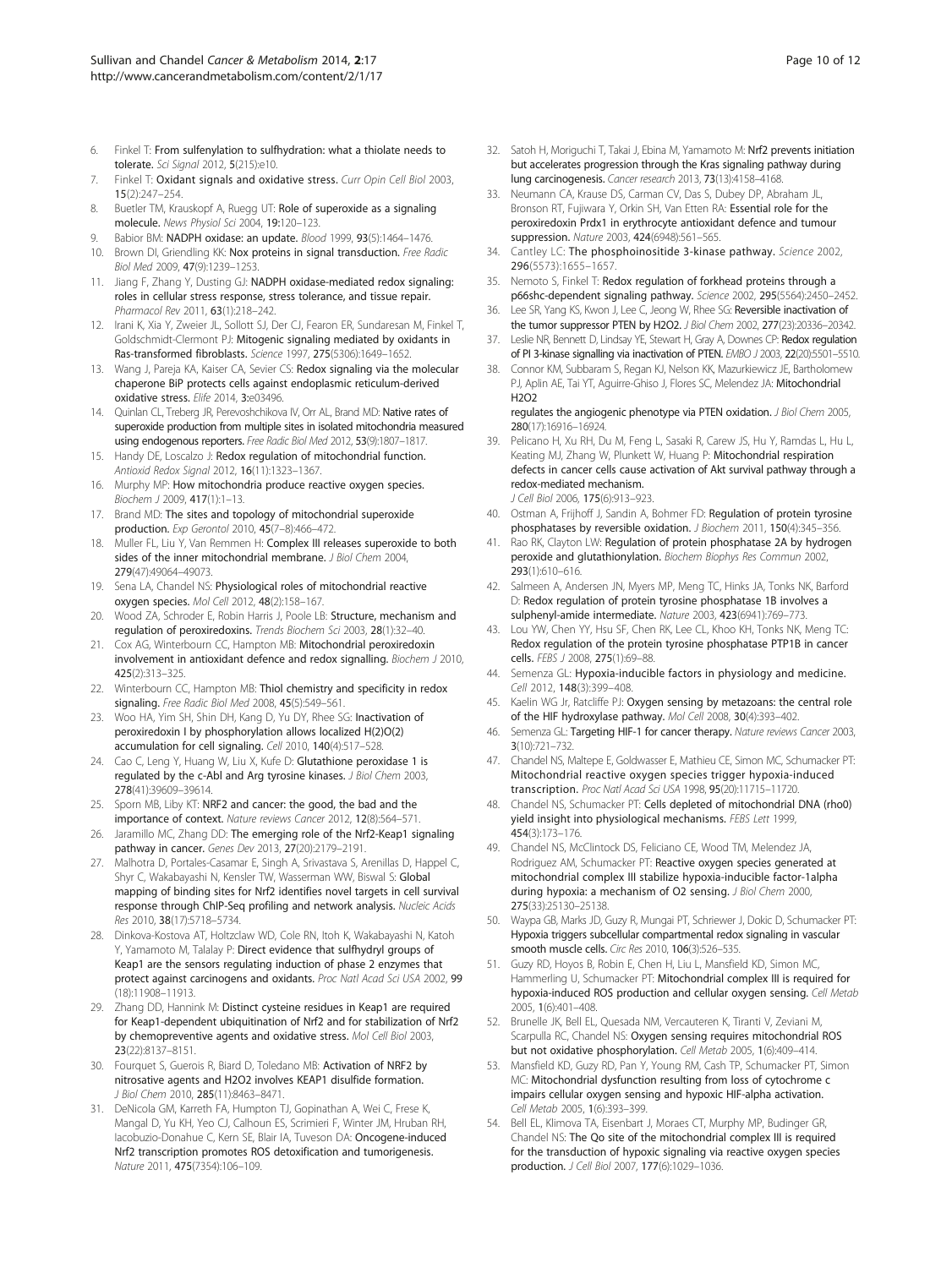6. Finkel T: From sulfenylation to sulfhydration: what a thiolate needs to tolerate. *Sci Signal* 2012, 5(215):e10.
7. Finkel T: Oxidant signals and oxidative stress. *Curr Opin Cell Biol* 2003, 15(2):247–254.
8. Buetler TM, Krauskopf A, Ruegg UT: Role of superoxide as a signaling molecule. *News Physiol Sci* 2004, 19:120–123.
9. Babior BM: NADPH oxidase: an update. *Blood* 1999, 93(5):1464–1476.
10. Brown DI, Griendling KK: Nox proteins in signal transduction. *Free Radic Biol Med* 2009, 47(9):1239–1253.
11. Jiang F, Zhang Y, Dusting GJ: NADPH oxidase-mediated redox signaling: roles in cellular stress response, stress tolerance, and tissue repair. *Pharmacol Rev* 2011, 63(1):218–242.
12. Irani K, Xia Y, Zweier JL, Sollott SJ, Der CJ, Fearon ER, Sundaresan M, Finkel T, Goldschmidt-Clermont PJ: Mitogenic signaling mediated by oxidants in Ras-transformed fibroblasts. *Science* 1997, 275(5306):1649–1652.
13. Wang J, Pareja KA, Kaiser CA, Sevier CS: Redox signaling via the molecular chaperone BiP protects cells against endoplasmic reticulum-derived oxidative stress. *Elife* 2014, 3:e03496.
14. Quinlan CL, Treberg JR, Perevoshchikova IV, Orr AL, Brand MD: Native rates of superoxide production from multiple sites in isolated mitochondria measured using endogenous reporters. *Free Radic Biol Med* 2012, 53(9):1807–1817.
15. Handy DE, Loscalzo J: Redox regulation of mitochondrial function. *Antioxid Redox Signal* 2012, 16(11):1323–1367.
16. Murphy MP: How mitochondria produce reactive oxygen species. *Biochem J* 2009, 417(1):1–13.
17. Brand MD: The sites and topology of mitochondrial superoxide production. *Exp Gerontol* 2010, 45(7–8):466–472.
18. Muller FL, Liu Y, Van Remmen H: Complex III releases superoxide to both sides of the inner mitochondrial membrane. *J Biol Chem* 2004, 279(47):49064–49073.
19. Sena LA, Chandel NS: Physiological roles of mitochondrial reactive oxygen species. *Mol Cell* 2012, 48(2):158–167.
20. Wood ZA, Schroder E, Robin Harris J, Poole LB: Structure, mechanism and regulation of peroxiredoxins. *Trends Biochem Sci* 2003, 28(1):32–40.
21. Cox AG, Winterbourn CC, Hampton MB: Mitochondrial peroxiredoxin involvement in antioxidant defence and redox signalling. *Biochem J* 2010, 425(2):313–325.
22. Winterbourn CC, Hampton MB: Thiol chemistry and specificity in redox signaling. *Free Radic Biol Med* 2008, 45(5):549–561.
23. Woo HA, Yim SH, Shin DH, Kang D, Yu DY, Rhee SG: Inactivation of peroxiredoxin I by phosphorylation allows localized $H(2)O(2)$ accumulation for cell signaling. *Cell* 2010, 140(4):517–528.
24. Cao C, Leng Y, Huang W, Liu X, Kufe D: Glutathione peroxidase 1 is regulated by the c-Abl and Arg tyrosine kinases. *J Biol Chem* 2003, 278(41):39609–39614.
25. Sporn MB, Liby KT: NRF2 and cancer: the good, the bad and the importance of context. *Nature reviews Cancer* 2012, 12(8):564–571.
26. Jaramillo MC, Zhang DD: The emerging role of the Nrf2-Keap1 signaling pathway in cancer. *Genes Dev* 2013, 27(20):2179–2191.
27. Malhotra D, Portales-Casamar E, Singh A, Srivastava S, Arenillas D, Happel C, Shyr C, Wakabayashi N, Kensler TW, Wasserman WW, Biswal S: Global mapping of binding sites for Nrf2 identifies novel targets in cell survival response through ChIP-Seq profiling and network analysis. *Nucleic Acids Res* 2010, 38(17):5718–5734.
28. Dinkova-Kostova AT, Holtzclaw WD, Cole RN, Itoh K, Wakabayashi N, Katoh Y, Yamamoto M, Talalay P: Direct evidence that sulfhydryl groups of Keap1 are the sensors regulating induction of phase 2 enzymes that protect against carcinogens and oxidants. *Proc Natl Acad Sci USA* 2002, 99(18):11908–11913.
29. Zhang DD, Hannink M: Distinct cysteine residues in Keap1 are required for Keap1-dependent ubiquitination of Nrf2 and for stabilization of Nrf2 by chemopreventive agents and oxidative stress. *Mol Cell Biol* 2003, 23(22):8137–8151.
30. Fourquet S, Guerois R, Biard D, Toledano MB: Activation of NRF2 by nitrosative agents and H2O2 involves KEAP1 disulfide formation. *J Biol Chem* 2010, 285(11):8463–8471.
31. DeNicola GM, Karreth FA, Humpton TJ, Gopinathan A, Wei C, Frese K, Mangal D, Yu KH, Yeo CJ, Calhoun ES, Scrimieri F, Winter JM, Hruban RH, Iacobuzio-Donahue C, Kern SE, Blair IA, Tuveson DA: Oncogene-induced Nrf2 transcription promotes ROS detoxification and tumorigenesis. *Nature* 2011, 475(7354):106–109.
32. Satoh H, Moriguchi T, Takai J, Ebina M, Yamamoto M: Nrf2 prevents initiation but accelerates progression through the Kras signaling pathway during lung carcinogenesis. *Cancer research* 2013, 73(13):4158–4168.
33. Neumann CA, Krause DS, Carman CV, Das S, Dubey DP, Abraham JL, Bronson RT, Fujiwara Y, Orkin SH, Van Etten RA: Essential role for the peroxiredoxin Prdx1 in erythrocyte antioxidant defence and tumour suppression. *Nature* 2003, 424(6948):561–565.
34. Cantley LC: The phosphoinositide 3-kinase pathway. *Science* 2002, 296(5573):1655–1657.
35. Nemoto S, Finkel T: Redox regulation of forkhead proteins through a p66shc-dependent signaling pathway. *Science* 2002, 295(5564):2450–2452.
36. Lee SR, Yang KS, Kwon J, Lee C, Jeong W, Rhee SG: Reversible inactivation of the tumor suppressor PTEN by H2O2. *J Biol Chem* 2002, 277(23):20336–20342.
37. Leslie NR, Bennett D, Lindsay YE, Stewart H, Gray A, Downes CP: Redox regulation of PI 3-kinase signalling via inactivation of PTEN. *EMBO J* 2003, 22(20):5501–5510.
38. Connor KM, Subbaram S, Regan KJ, Nelson KK, Mazurkiewicz JE, Bartholomew PJ, Aplin AE, Tai YT, Aguirre-Ghiso J, Flores SC, Melendez JA: Mitochondrial H2O2 regulates the angiogenic phenotype via PTEN oxidation. *J Biol Chem* 2005, 280(17):16916–16924.
39. Pelicano H, Xu RH, Du M, Feng L, Sasaki R, Carew JS, Hu Y, Ramdas L, Hu L, Keating MJ, Zhang W, Plunkett W, Huang P: Mitochondrial respiration defects in cancer cells cause activation of Akt survival pathway through a redox-mediated mechanism. *J Cell Biol* 2006, 175(6):913–923.
40. Ostman A, Frijhoff J, Sandin A, Bohmer FD: Regulation of protein tyrosine phosphatases by reversible oxidation. *J Biochem* 2011, 150(4):345–356.
41. Rao RK, Clayton LW: Regulation of protein phosphatase 2A by hydrogen peroxide and glutathionylation. *Biochem Biophys Res Commun* 2002, 293(1):610–616.
42. Salmeen A, Andersen JN, Myers MP, Meng TC, Hinks JA, Tonks NK, Barford D: Redox regulation of protein tyrosine phosphatase 1B involves a sulphenyl-amide intermediate. *Nature* 2003, 423(6941):769–773.
43. Lou YW, Chen YY, Hsu SF, Chen RK, Lee CL, Khoo KH, Tonks NK, Meng TC: Redox regulation of the protein tyrosine phosphatase PTP1B in cancer cells. *FEBS J* 2008, 275(1):69–88.
44. Semenza GL: Hypoxia-inducible factors in physiology and medicine. *Cell* 2012, 148(3):399–408.
45. Kaelin WG Jr, Ratcliffe PJ: Oxygen sensing by metazoans: the central role of the HIF hydroxylase pathway. *Mol Cell* 2008, 30(4):393–402.
46. Semenza GL: Targeting HIF-1 for cancer therapy. *Nature reviews Cancer* 2003, 3(10):721–732.
47. Chandel NS, Maltepe E, Goldwasser E, Mathieu CE, Simon MC, Schumacker PT: Mitochondrial reactive oxygen species trigger hypoxia-induced transcription. *Proc Natl Acad Sci USA* 1998, 95(20):11715–11720.
48. Chandel NS, Schumacker PT: Cells depleted of mitochondrial DNA (rho0) yield insight into physiological mechanisms. *FEBS Lett* 1999, 454(3):173–176.
49. Chandel NS, McClintock DS, Feliciano CE, Wood TM, Melendez JA, Rodriguez AM, Schumacker PT: Reactive oxygen species generated at mitochondrial complex III stabilize hypoxia-inducible factor-1alpha during hypoxia: a mechanism of O2 sensing. *J Biol Chem* 2000, 275(33):25130–25138.
50. Waypa GB, Marks JD, Guzy R, Mungai PT, Schriewer J, Dokic D, Schumacker PT: Hypoxia triggers subcellular compartmental redox signaling in vascular smooth muscle cells. *Circ Res* 2010, 106(3):526–535.
51. Guzy RD, Hoyos B, Robin E, Chen H, Liu L, Mansfield KD, Simon MC, Hammerling U, Schumacker PT: Mitochondrial complex III is required for hypoxia-induced ROS production and cellular oxygen sensing. *Cell Metab* 2005, 1(6):401–408.
52. Brunelle JK, Bell EL, Quesada NM, Vercauteren K, Tiranti V, Zeviani M, Scarpulla RC, Chandel NS: Oxygen sensing requires mitochondrial ROS but not oxidative phosphorylation. *Cell Metab* 2005, 1(6):409–414.
53. Mansfield KD, Guzy RD, Pan Y, Young RM, Cash TP, Schumacker PT, Simon MC: Mitochondrial dysfunction resulting from loss of cytochrome c impairs cellular oxygen sensing and hypoxic HIF-alpha activation. *Cell Metab* 2005, 1(6):393–399.
54. Bell EL, Klimova TA, Eisenbart J, Moraes CT, Murphy MP, Budinger GR, Chandel NS: The Qo site of the mitochondrial complex III is required for the transduction of hypoxic signaling via reactive oxygen species production. *J Cell Biol* 2007, 177(6):1029–1036.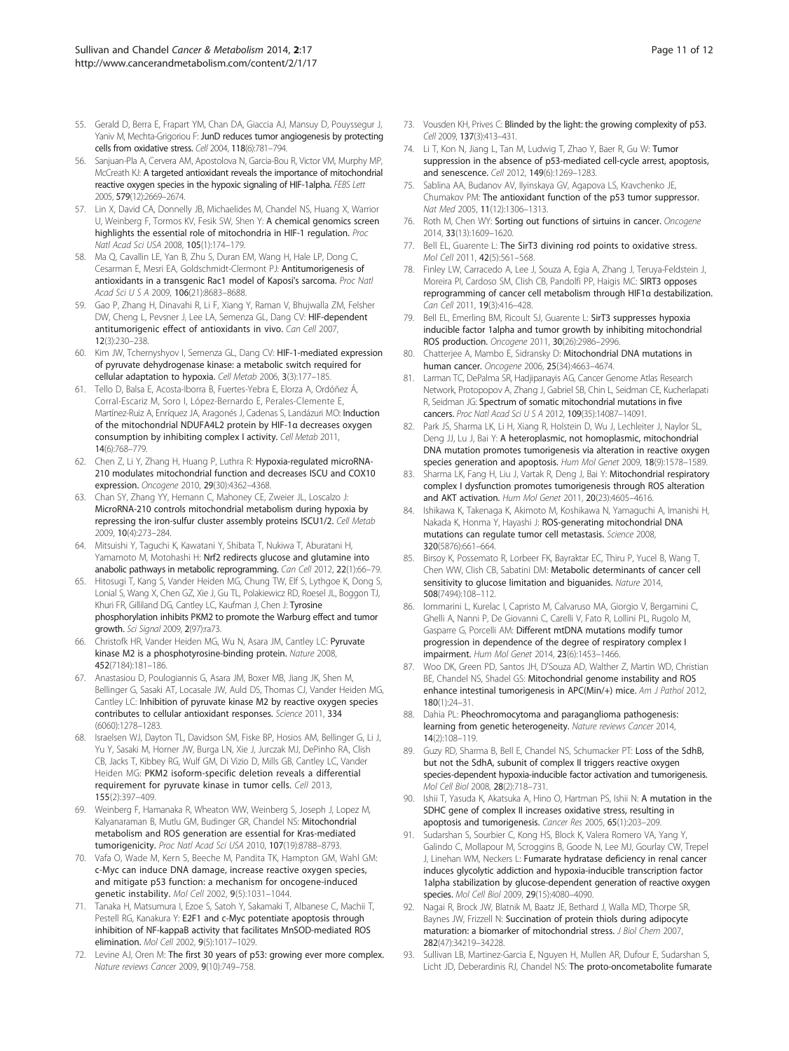55. Gerald D, Berra E, Frapart YM, Chan DA, Giaccia AJ, Mansuy D, Pouyssegur J, Yaniv M, Mechta-Grigoriou F: **JunD reduces tumor angiogenesis by protecting cells from oxidative stress.** *Cell* 2004, **118**(6):781–794.
56. Sanjuan-Pla A, Cervera AM, Apostolova N, Garcia-Bou R, Victor VM, Murphy MP, McCreath KJ: **A targeted antioxidant reveals the importance of mitochondrial reactive oxygen species in the hypoxic signaling of HIF-1alpha.** *FEBS Lett* 2005, **579**(12):2669–2674.
57. Lin X, David CA, Donnelly JB, Michaelides M, Chandel NS, Huang X, Warrior U, Weinberg F, Tormos KV, Fesik SW, Shen Y: **A chemical genomics screen highlights the essential role of mitochondria in HIF-1 regulation.** *Proc Natl Acad Sci USA* 2008, **105**(1):174–179.
58. Ma Q, Cavallin LE, Yan B, Zhu S, Duran EM, Wang H, Hale LP, Dong C, Cesarman E, Mesri EA, Goldschmidt-Clermont PJ: **Antitumorigenesis of antioxidants in a transgenic Rac1 model of Kaposi's sarcoma.** *Proc Natl Acad Sci U S A* 2009, **106**(21):8683–8688.
59. Gao P, Zhang H, Dinavahi R, Li F, Xiang Y, Raman V, Bhujwalla ZM, Felsher DW, Cheng L, Pevsner J, Lee LA, Semenza GL, Dang CV: **HIF-dependent antitumorigenic effect of antioxidants in vivo.** *Can Cell* 2007, **12**(3):230–238.
60. Kim JW, Tchernyshyov I, Semenza GL, Dang CV: **HIF-1-mediated expression of pyruvate dehydrogenase kinase: a metabolic switch required for cellular adaptation to hypoxia.** *Cell Metab* 2006, **3**(3):177–185.
61. Tello D, Balsa E, Acosta-Iborra B, Fuertes-Yebra E, Elorza A, Ordóñez Á, Corral-Escariz M, Soro I, López-Bernardo E, Perales-Clemente E, Martínez-Ruiz A, Enríquez JA, Aragonés J, Cadenas S, Landázuri MO: **Induction of the mitochondrial NDUFA4L2 protein by HIF-1α decreases oxygen consumption by inhibiting complex I activity.** *Cell Metab* 2011, **14**(6):768–779.
62. Chen Z, Li Y, Zhang H, Huang P, Luthra R: **Hypoxia-regulated microRNA-210 modulates mitochondrial function and decreases ISCU and COX10 expression.** *Oncogene* 2010, **29**(30):4362–4368.
63. Chan SY, Zhang YY, Hemann C, Mahoney CE, Zweier JL, Loscalzo J: **MicroRNA-210 controls mitochondrial metabolism during hypoxia by repressing the iron-sulfur cluster assembly proteins ISCU1/2.** *Cell Metab* 2009, **10**(4):273–284.
64. Mitsuishi Y, Taguchi K, Kawatani Y, Shibata T, Nukiwa T, Aburatani H, Yamamoto M, Motohashi H: **Nrf2 redirects glucose and glutamine into anabolic pathways in metabolic reprogramming.** *Can Cell* 2012, **22**(1):66–79.
65. Hitosugi T, Kang S, Vander Heiden MG, Chung TW, Elf S, Lythgoe K, Dong S, Lonial S, Wang X, Chen GZ, Xie J, Gu TL, Polakiewicz RD, Roesel JL, Boggon TJ, Khuri FR, Gilliland DG, Cantley LC, Kaufman J, Chen J: **Tyrosine phosphorylation inhibits PKM2 to promote the Warburg effect and tumor growth.** *Sci Signal* 2009, **2**(97):ra73.
66. Christofk HR, Vander Heiden MG, Wu N, Asara JM, Cantley LC: **Pyruvate kinase M2 is a phosphotyrosine-binding protein.** *Nature* 2008, **452**(7184):181–186.
67. Anastasiou D, Poulogiannis G, Asara JM, Boxer MB, Jiang JK, Shen M, Bellinger G, Sasaki AT, Locasale JW, Auld DS, Thomas CJ, Vander Heiden MG, Cantley LC: **Inhibition of pyruvate kinase M2 by reactive oxygen species contributes to cellular antioxidant responses.** *Science* 2011, **334** (6060):1278–1283.
68. Israelsen WJ, Dayton TL, Davidson SM, Fiske BP, Hosios AM, Bellinger G, Li J, Yu Y, Sasaki M, Horner JW, Burga LN, Xie J, Jurczak MJ, DePinho RA, Clish CB, Jacks T, Kibbey RG, Wulf GM, Di Vizio D, Mills GB, Cantley LC, Vander Heiden MG: **PKM2 isoform-specific deletion reveals a differential requirement for pyruvate kinase in tumor cells.** *Cell* 2013, **155**(2):397–409.
69. Weinberg F, Hamanaka R, Wheaton WW, Weinberg S, Joseph J, Lopez M, Kalyanaraman B, Mutlu GM, Budinger GR, Chandel NS: **Mitochondrial metabolism and ROS generation are essential for Kras-mediated tumorigenicity.** *Proc Natl Acad Sci USA* 2010, **107**(19):8788–8793.
70. Vafa O, Wade M, Kern S, Beeche M, Pandita TK, Hampton GM, Wahl GM: **c-Myc can induce DNA damage, increase reactive oxygen species, and mitigate p53 function: a mechanism for oncogene-induced genetic instability.** *Mol Cell* 2002, **9**(5):1031–1044.
71. Tanaka H, Matsumura I, Ezoe S, Satoh Y, Sakamaki T, Albanese C, Machii T, Pestell RG, Kanakura Y: **E2F1 and c-Myc potentiate apoptosis through inhibition of NF-kappaB activity that facilitates MnSOD-mediated ROS elimination.** *Mol Cell* 2002, **9**(5):1017–1029.
72. Levine AJ, Oren M: **The first 30 years of p53: growing ever more complex.** *Nature reviews Cancer* 2009, **9**(10):749–758.
73. Vousden KH, Prives C: **Blinded by the light: the growing complexity of p53.** *Cell* 2009, **137**(3):413–431.
74. Li T, Kon N, Jiang L, Tan M, Ludwig T, Zhao Y, Baer R, Gu W: **Tumor suppression in the absence of p53-mediated cell-cycle arrest, apoptosis, and senescence.** *Cell* 2012, **149**(6):1269–1283.
75. Sablina AA, Budanov AV, Ilyinskaya GV, Agapova LS, Kravchenko JE, Chumakov PM: **The antioxidant function of the p53 tumor suppressor.** *Nat Med* 2005, **11**(12):1306–1313.
76. Roth M, Chen WY: **Sorting out functions of sirtuins in cancer.** *Oncogene* 2014, **33**(13):1609–1620.
77. Bell EL, Guarente L: **The SirT3 divining rod points to oxidative stress.** *Mol Cell* 2011, **42**(5):561–568.
78. Finley LW, Carracedo A, Lee J, Souza A, Egia A, Zhang J, Teruya-Feldstein J, Moreira PI, Cardoso SM, Clish CB, Pandolfi PP, Haigis MC: **SIRT3 opposes reprogramming of cancer cell metabolism through HIF1α destabilization.** *Can Cell* 2011, **19**(3):416–428.
79. Bell EL, Emerling BM, Ricoult SJ, Guarente L: **SirT3 suppresses hypoxia inducible factor 1alpha and tumor growth by inhibiting mitochondrial ROS production.** *Oncogene* 2011, **30**(26):2986–2996.
80. Chatterjee A, Mambo E, Sidransky D: **Mitochondrial DNA mutations in human cancer.** *Oncogene* 2006, **25**(34):4663–4674.
81. Larman TC, DePalma SR, Hadjipanayis AG, Cancer Genome Atlas Research Network, Protopopov A, Zhang J, Gabriel SB, Chin L, Seidman CE, Kucherlapati R, Seidman JG: **Spectrum of somatic mitochondrial mutations in five cancers.** *Proc Natl Acad Sci U S A* 2012, **109**(35):14087–14091.
82. Park JS, Sharma LK, Li H, Xiang R, Holstein D, Wu J, Lechleiter J, Naylor SL, Deng JJ, Lu J, Bai Y: **A heteroplasmic, not homoplasmic, mitochondrial DNA mutation promotes tumorigenesis via alteration in reactive oxygen species generation and apoptosis.** *Hum Mol Genet* 2009, **18**(9):1578–1589.
83. Sharma LK, Fang H, Liu J, Vartak R, Deng J, Bai Y: **Mitochondrial respiratory complex I dysfunction promotes tumorigenesis through ROS alteration and AKT activation.** *Hum Mol Genet* 2011, **20**(23):4605–4616.
84. Ishikawa K, Takenaga K, Akimoto M, Koshikawa N, Yamaguchi A, Imanishi H, Nakada K, Honma Y, Hayashi J: **ROS-generating mitochondrial DNA mutations can regulate tumor cell metastasis.** *Science* 2008, **320**(5876):661–664.
85. Birsoy K, Possemato R, Lorbeer FK, Bayraktar EC, Thiru P, Yucel B, Wang T, Chen WW, Clish CB, Sabatini DM: **Metabolic determinants of cancer cell sensitivity to glucose limitation and biguanides.** *Nature* 2014, **508**(7494):108–112.
86. Iommarini L, Kurelac I, Capristo M, Calvaruso MA, Giorgio V, Bergamini C, Ghelli A, Nanni P, De Giovanni C, Carelli V, Fato R, Lollini PL, Rugolo M, Gasparre G, Porcelli AM: **Different mtDNA mutations modify tumor progression in dependence of the degree of respiratory complex I impairment.** *Hum Mol Genet* 2014, **23**(6):1453–1466.
87. Woo DK, Green PD, Santos JH, D'Souza AD, Walther Z, Martin WD, Christian BE, Chandel NS, Shadel GS: **Mitochondrial genome instability and ROS enhance intestinal tumorigenesis in APC(Min/+) mice.** *Am J Pathol* 2012, **180**(1):24–31.
88. Dahia PL: **Pheochromocytoma and paraganglioma pathogenesis: learning from genetic heterogeneity.** *Nature reviews Cancer* 2014, **14**(2):108–119.
89. Guzy RD, Sharma B, Bell E, Chandel NS, Schumacker PT: **Loss of the SdhB, but not the SdhA, subunit of complex II triggers reactive oxygen species-dependent hypoxia-inducible factor activation and tumorigenesis.** *Mol Cell Biol* 2008, **28**(2):718–731.
90. Ishii T, Yasuda K, Akatsuka A, Hino O, Hartman PS, Ishii N: **A mutation in the SDHC gene of complex II increases oxidative stress, resulting in apoptosis and tumorigenesis.** *Cancer Res* 2005, **65**(1):203–209.
91. Sudarshan S, Sourbier C, Kong HS, Block K, Valera Romero VA, Yang Y, Galindo C, Mollapour M, Scroggins B, Goode N, Lee MJ, Gourlay CW, Trepel J, Linehan WM, Neckers L: **Fumarate hydratase deficiency in renal cancer induces glycolytic addiction and hypoxia-inducible transcription factor 1alpha stabilization by glucose-dependent generation of reactive oxygen species.** *Mol Cell Biol* 2009, **29**(15):4080–4090.
92. Nagai R, Brock JW, Blatnik M, Baatz JE, Bethard J, Walla MD, Thorpe SR, Baynes JW, Frizzell N: **Succination of protein thiols during adipocyte maturation: a biomarker of mitochondrial stress.** *J Biol Chem* 2007, **282**(47):34219–34228.
93. Sullivan LB, Martinez-Garcia E, Nguyen H, Mullen AR, Dufour E, Sudarshan S, Licht JD, Deberardinis RJ, Chandel NS: **The proto-oncometabolite fumarate**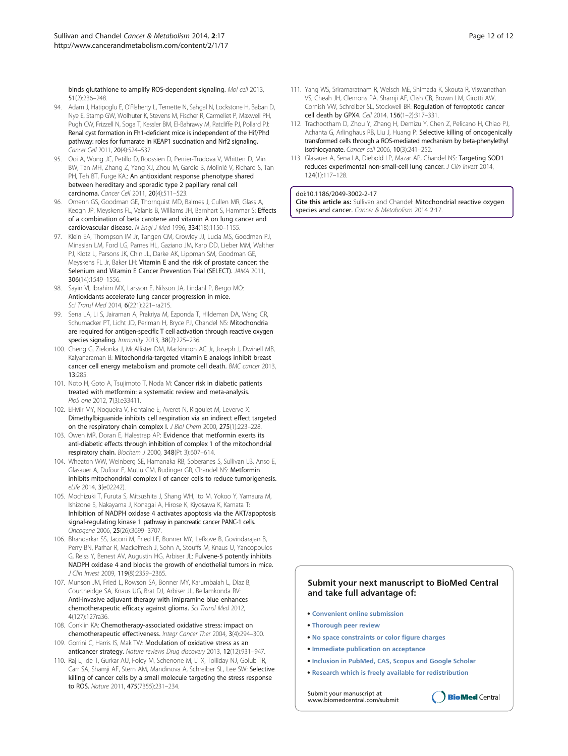binds glutathione to amplify ROS-dependent signaling. *Mol cell* 2013, **51**(2):236–248.

94. Adam J, Hatipoglu E, O'Flaherty L, Ternette N, Sahgal N, Lockstone H, Baban D, Nye E, Stamp GW, Wolhuter K, Stevens M, Fischer R, Carmeliet P, Maxwell PH, Pugh CW, Frizzell N, Soga T, Kessler BM, El-Bahrawy M, Ratcliffe PJ, Pollard PJ: **Renal cyst formation in Fh1-deficient mice is independent of the Hif/Phd pathway: roles for fumarate in KEAP1 succination and Nrf2 signaling.** *Cancer Cell* 2011, **20**(4):524–537.
95. Ooi A, Wong JC, Petillo D, Roossien D, Perrier-Trudova V, Whitten D, Min BW, Tan MH, Zhang Z, Yang XJ, Zhou M, Gardie B, Molinié V, Richard S, Tan PH, Teh BT, Furge KA.: **An antioxidant response phenotype shared between hereditary and sporadic type 2 papillary renal cell carcinoma.** *Cancer Cell* 2011, **20**(4):511–523.
96. Omenn GS, Goodman GE, Thornquist MD, Balmes J, Cullen MR, Glass A, Keogh JP, Meyskens FL, Valanis B, Williams JH, Barnhart S, Hammar S: **Effects of a combination of beta carotene and vitamin A on lung cancer and cardiovascular disease.** *N Engl J Med* 1996, **334**(18):1150–1155.
97. Klein EA, Thompson IM Jr, Tangen CM, Crowley JJ, Lucia MS, Goodman PJ, Minasian LM, Ford LG, Parnes HL, Gaziano JM, Karp DD, Lieber MM, Walther PJ, Klotz L, Parsons JK, Chin JL, Darke AK, Lippman SM, Goodman GE, Meyskens FL Jr, Baker LH: **Vitamin E and the risk of prostate cancer: the Selenium and Vitamin E Cancer Prevention Trial (SELECT).** *JAMA* 2011, **306**(14):1549–1556.
98. Sayin VI, Ibrahim MX, Larsson E, Nilsson JA, Lindahl P, Bergo MO: **Antioxidants accelerate lung cancer progression in mice.** *Sci Transl Med* 2014, **6**(221):221–ra215.
99. Sena LA, Li S, Jairaman A, Prakriya M, Ezponda T, Hildeman DA, Wang CR, Schumacker PT, Licht JD, Perlman H, Bryce PJ, Chandel NS: **Mitochondria are required for antigen-specific T cell activation through reactive oxygen species signaling.** *Immunity* 2013, **38**(2):225–236.
100. Cheng G, Zielonka J, McAllister DM, Mackinnon AC Jr, Joseph J, Dwinell MB, Kalyanaraman B: **Mitochondria-targeted vitamin E analogs inhibit breast cancer cell energy metabolism and promote cell death.** *BMC cancer* 2013, **13**:285.
101. Noto H, Goto A, Tsujimoto T, Noda M: **Cancer risk in diabetic patients treated with metformin: a systematic review and meta-analysis.** *PloS one* 2012, **7**(3):e33411.
102. El-Mir MY, Nogueira V, Fontaine E, Averet N, Rigoulet M, Leverve X: **Dimethylbiguanide inhibits cell respiration via an indirect effect targeted on the respiratory chain complex I.** *J Biol Chem* 2000, **275**(1):223–228.
103. Owen MR, Doran E, Halestrap AP: **Evidence that metformin exerts its anti-diabetic effects through inhibition of complex 1 of the mitochondrial respiratory chain.** *Biochem J* 2000, **348**(Pt 3):607–614.
104. Wheaton WW, Weinberg SE, Hamanaka RB, Soberanes S, Sullivan LB, Anso E, Glasauer A, Dufour E, Mutlu GM, Budinger GR, Chandel NS: **Metformin inhibits mitochondrial complex I of cancer cells to reduce tumorigenesis.** *eLife* 2014, **3**(e02242).
105. Mochizuki T, Furuta S, Mitsushita J, Shang WH, Ito M, Yokoo Y, Yamaura M, Ishizone S, Nakayama J, Konagai A, Hirose K, Kiyosawa K, Kamata T: **Inhibition of NADPH oxidase 4 activates apoptosis via the AKT/apoptosis signal-regulating kinase 1 pathway in pancreatic cancer PANC-1 cells.** *Oncogene* 2006, **25**(26):3699–3707.
106. Bhandarkar SS, Jaconi M, Fried LE, Bonner MY, Lefkove B, Govindarajan B, Perry BN, Parhar R, Mackelfresh J, Sohn A, Stouffs M, Knaus U, Yancopoulos G, Reiss Y, Benest AV, Augustin HG, Arbiser JL: **Fulvene-5 potently inhibits NADPH oxidase 4 and blocks the growth of endothelial tumors in mice.** *J Clin Invest* 2009, **119**(8):2359–2365.
107. Munson JM, Fried L, Rowson SA, Bonner MY, Karumbaiah L, Diaz B, Courtneidge SA, Knaus UG, Brat DJ, Arbiser JL, Bellamkonda RV: **Anti-invasive adjuvant therapy with imipramine blue enhances chemotherapeutic efficacy against glioma.** *Sci Transl Med* 2012, **4**(127):127ra36.
108. Conklin KA: **Chemotherapy-associated oxidative stress: impact on chemotherapeutic effectiveness.** *Integr Cancer Ther* 2004, **3**(4):294–300.
109. Gorrini C, Harris IS, Mak TW: **Modulation of oxidative stress as an anticancer strategy.** *Nature reviews Drug discovery* 2013, **12**(12):931–947.
110. Raj L, Ide T, Gurkar AU, Foley M, Schenone M, Li X, Tolliday NJ, Golub TR, Carr SA, Shamji AF, Stern AM, Mandinova A, Schreiber SL, Lee SW: **Selective killing of cancer cells by a small molecule targeting the stress response to ROS.** *Nature* 2011, **475**(7355):231–234.
111. Yang WS, Sriramaratnam R, Welsch ME, Shimada K, Skouta R, Viswanathan VS, Cheah JH, Clemons PA, Shamji AF, Clish CB, Brown LM, Girotti AW, Cornish VW, Schreiber SL, Stockwell BR: **Regulation of ferroptotic cancer cell death by GPX4.** *Cell* 2014, **156**(1–2):317–331.
112. Trachootham D, Zhou Y, Zhang H, Demizu Y, Chen Z, Pelicano H, Chiao PJ, Achanta G, Arlinghaus RB, Liu J, Huang P: **Selective killing of oncogenically transformed cells through a ROS-mediated mechanism by beta-phenylethyl isothiocyanate.** *Cancer cell* 2006, **10**(3):241–252.
113. Glasauer A, Sena LA, Diebold LP, Mazar AP, Chandel NS: **Targeting SOD1 reduces experimental non-small-cell lung cancer.** *J Clin Invest* 2014, **124**(1):117–128.

doi:10.1186/2049-3002-2-17
**Cite this article as:** Sullivan and Chandel: Mitochondrial reactive oxygen species and cancer. *Cancer & Metabolism* 2014 **2**:17.

**Submit your next manuscript to BioMed Central and take full advantage of:**

- **Convenient online submission**
- **Thorough peer review**
- **No space constraints or color figure charges**
- **Immediate publication on acceptance**
- **Inclusion in PubMed, CAS, Scopus and Google Scholar**
- **Research which is freely available for redistribution**

Submit your manuscript at
www.biomedcentral.com/submit

BioMed Central